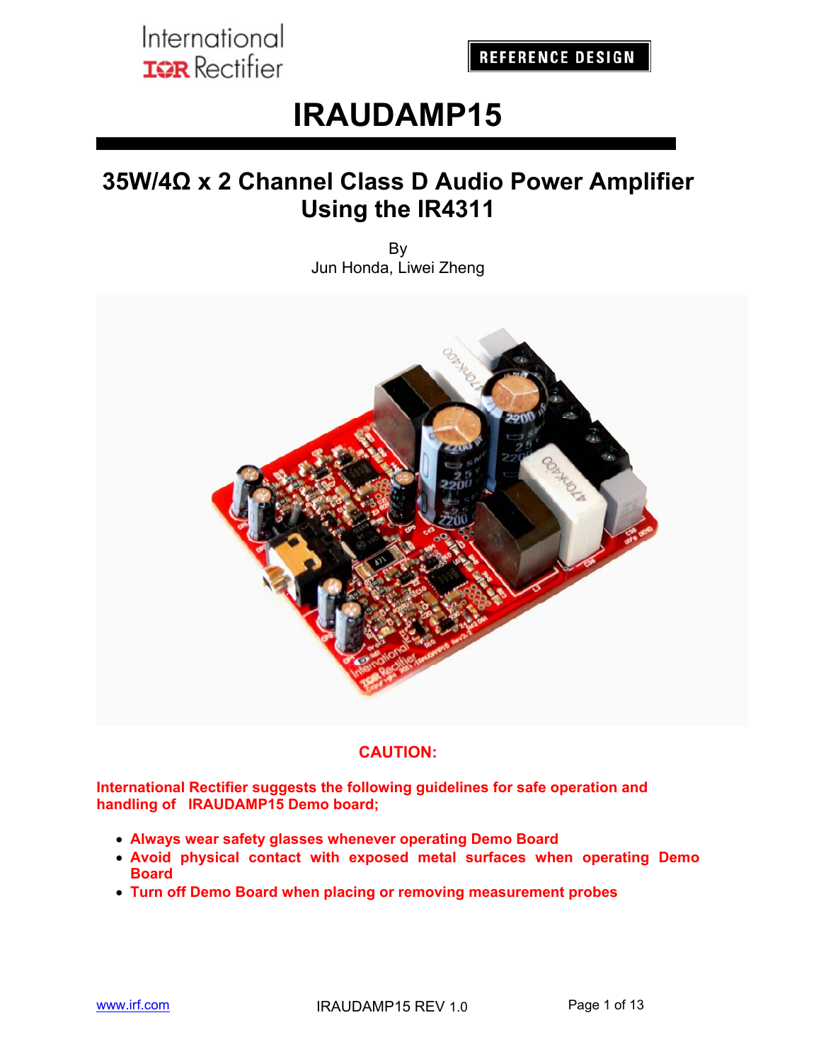REFERENCE DESIGN

# IRAUDAMP15

## 35W/4Ω x 2 Channel Class D Audio Power Amplifier Using the IR4311

By
Jun Honda, Liwei Zheng

**CAUTION:**

**International Rectifier suggests the following guidelines for safe operation and handling of IRAUDAMP15 Demo board;**

- **Always wear safety glasses whenever operating Demo Board**
- **Avoid physical contact with exposed metal surfaces when operating Demo Board**
- **Turn off Demo Board when placing or removing measurement probes**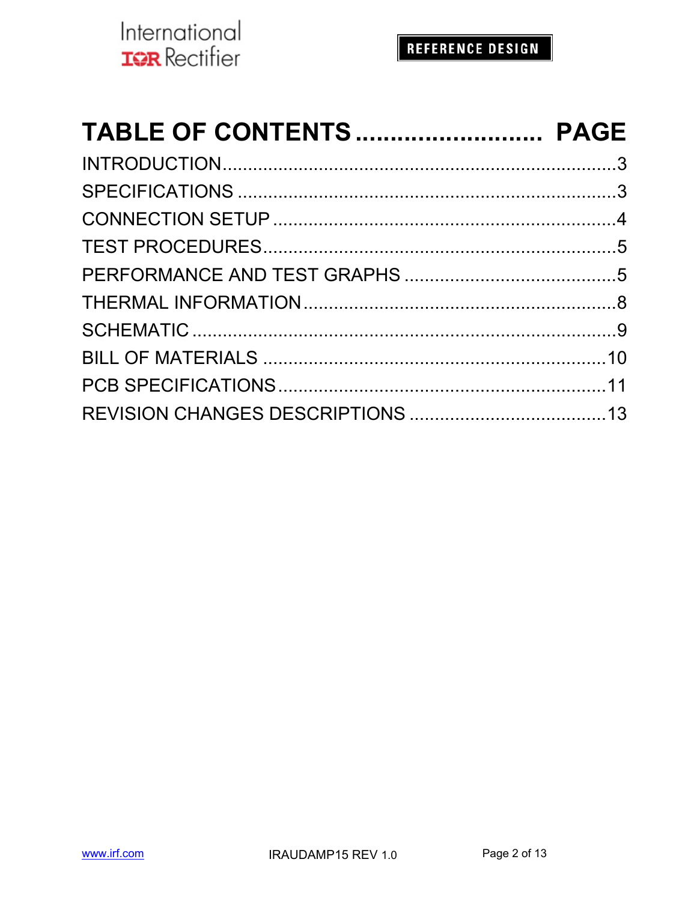# TABLE OF CONTENTS ........................ PAGE

| Section | Page |
|---|---|
| INTRODUCTION | 3 |
| SPECIFICATIONS | 3 |
| CONNECTION SETUP | 4 |
| TEST PROCEDURES | 5 |
| PERFORMANCE AND TEST GRAPHS | 5 |
| THERMAL INFORMATION | 8 |
| SCHEMATIC | 9 |
| BILL OF MATERIALS | 10 |
| PCB SPECIFICATIONS | 11 |
| REVISION CHANGES DESCRIPTIONS | 13 |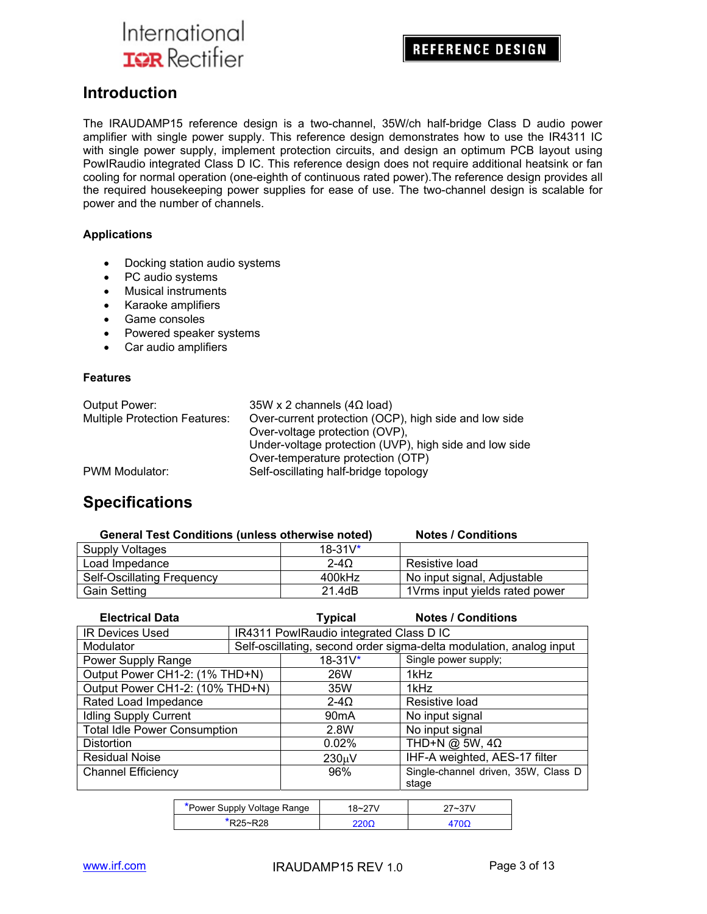## Introduction

The IRAUDAMP15 reference design is a two-channel, 35W/ch half-bridge Class D audio power amplifier with single power supply. This reference design demonstrates how to use the IR4311 IC with single power supply, implement protection circuits, and design an optimum PCB layout using PowIRaudio integrated Class D IC. This reference design does not require additional heatsink or fan cooling for normal operation (one-eighth of continuous rated power).The reference design provides all the required housekeeping power supplies for ease of use. The two-channel design is scalable for power and the number of channels.

### Applications

- Docking station audio systems
- PC audio systems
- Musical instruments
- Karaoke amplifiers
- Game consoles
- Powered speaker systems
- Car audio amplifiers

### Features

| | |
|---|---|
| Output Power: | 35W x 2 channels (4Ω load) |
| Multiple Protection Features: | Over-current protection (OCP), high side and low side |
| | Over-voltage protection (OVP), |
| | Under-voltage protection (UVP), high side and low side |
| | Over-temperature protection (OTP) |
| PWM Modulator: | Self-oscillating half-bridge topology |

## Specifications

| General Test Conditions (unless otherwise noted) | | Notes / Conditions |
|---|---|---|
| Supply Voltages | 18-31V* | |
| Load Impedance | 2-4Ω | Resistive load |
| Self-Oscillating Frequency | 400kHz | No input signal, Adjustable |
| Gain Setting | 21.4dB | 1Vrms input yields rated power |

| Electrical Data | Typical | Notes / Conditions |
|---|---|---|
| IR Devices Used | IR4311 PowIRaudio integrated Class D IC | |
| Modulator | Self-oscillating, second order sigma-delta modulation, analog input | |
| Power Supply Range | 18-31V* | Single power supply; |
| Output Power CH1-2: (1% THD+N) | 26W | 1kHz |
| Output Power CH1-2: (10% THD+N) | 35W | 1kHz |
| Rated Load Impedance | 2-4Ω | Resistive load |
| Idling Supply Current | 90mA | No input signal |
| Total Idle Power Consumption | 2.8W | No input signal |
| Distortion | 0.02% | THD+N @ 5W, 4Ω |
| Residual Noise | 230μV | IHF-A weighted, AES-17 filter |
| Channel Efficiency | 96% | Single-channel driven, 35W, Class D stage |

| *Power Supply Voltage Range | 18~27V | 27~37V |
|---|---|---|
| *R25~R28 | 220Ω | 470Ω |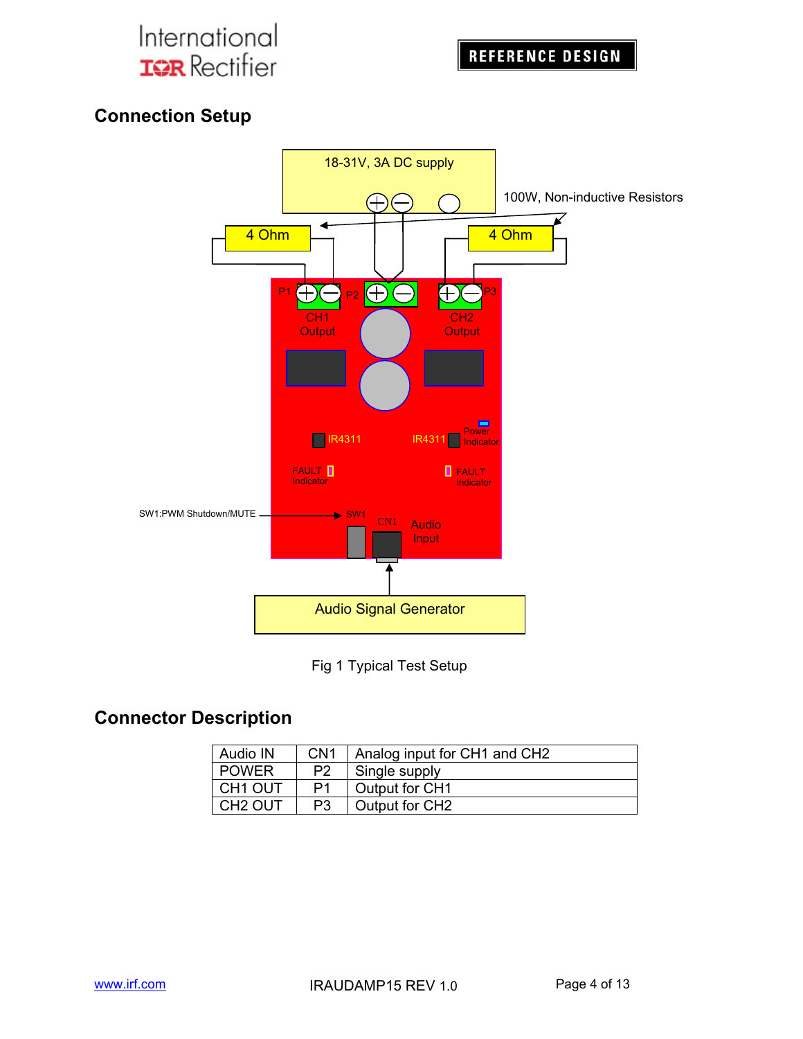## Connection Setup

Fig 1 Typical Test Setup

## Connector Description

| Audio IN | CN1 | Analog input for CH1 and CH2 |
|---|---|---|
| POWER | P2 | Single supply |
| CH1 OUT | P1 | Output for CH1 |
| CH2 OUT | P3 | Output for CH2 |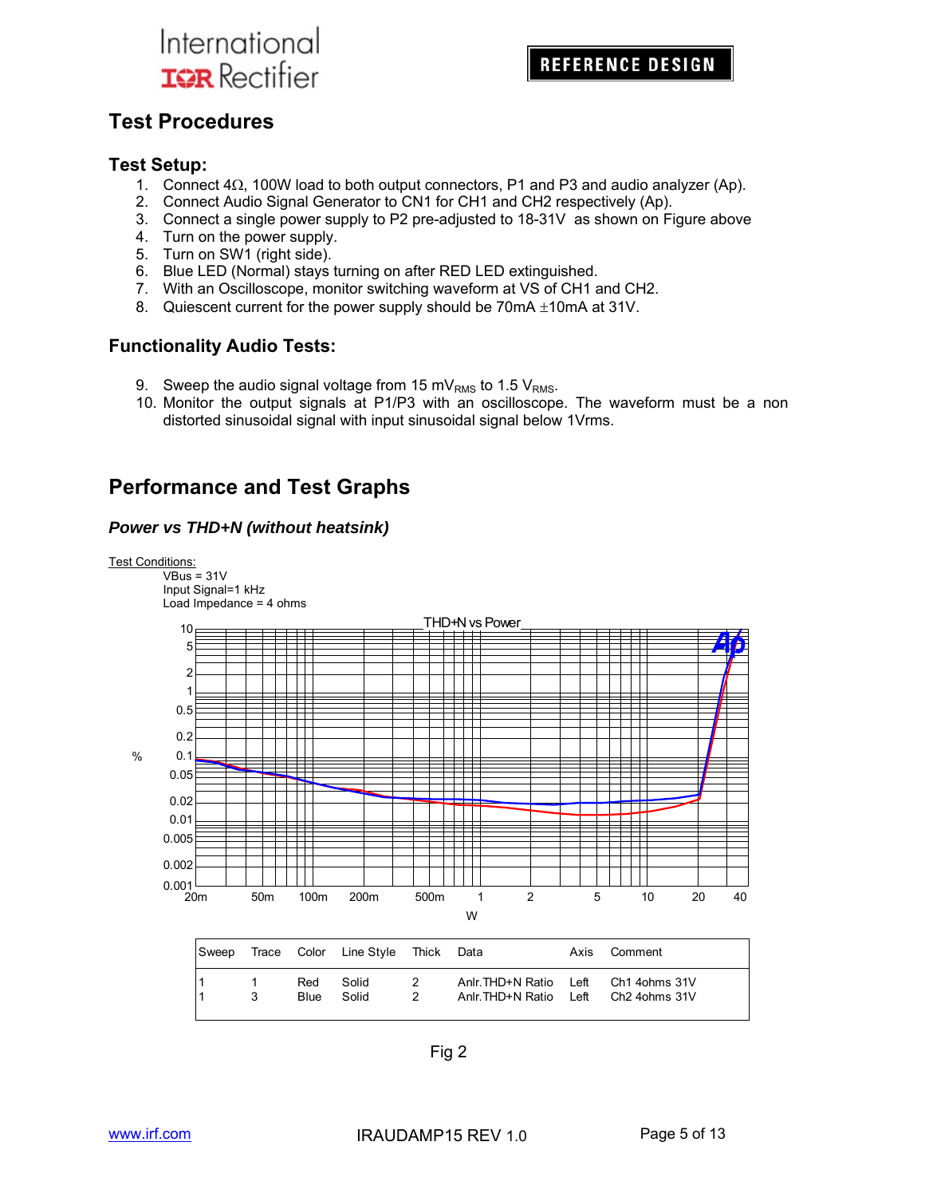## Test Procedures

### Test Setup:

1. Connect 4Ω, 100W load to both output connectors, P1 and P3 and audio analyzer (Ap).
2. Connect Audio Signal Generator to CN1 for CH1 and CH2 respectively (Ap).
3. Connect a single power supply to P2 pre-adjusted to 18-31V as shown on Figure above
4. Turn on the power supply.
5. Turn on SW1 (right side).
6. Blue LED (Normal) stays turning on after RED LED extinguished.
7. With an Oscilloscope, monitor switching waveform at VS of CH1 and CH2.
8. Quiescent current for the power supply should be 70mA ±10mA at 31V.

### Functionality Audio Tests:

9. Sweep the audio signal voltage from 15 $mV_{RMS}$ to 1.5 $V_{RMS}$.
10. Monitor the output signals at P1/P3 with an oscilloscope. The waveform must be a non distorted sinusoidal signal with input sinusoidal signal below 1Vrms.

## Performance and Test Graphs

### *Power vs THD+N (without heatsink)*

Test Conditions:
VBus = 31V
Input Signal=1 kHz
Load Impedance = 4 ohms

THD+N vs Power

| Sweep | Trace | Color | Line Style | Thick | Data | Axis | Comment |
|---|---|---|---|---|---|---|---|
| 1 | 1 | Red | Solid | 2 | Anlr.THD+N Ratio | Left | Ch1 4ohms 31V |
| 1 | 3 | Blue | Solid | 2 | Anlr.THD+N Ratio | Left | Ch2 4ohms 31V |

Fig 2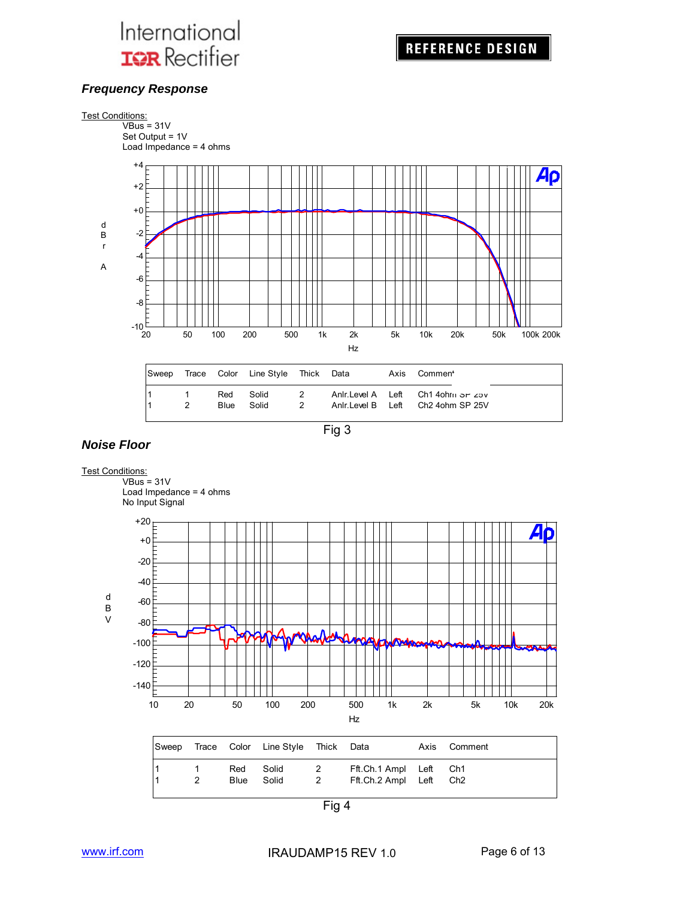### *Frequency Response*

Test Conditions:

VBus = 31V
Set Output = 1V
Load Impedance = 4 ohms

| Sweep | Trace | Color | Line Style | Thick | Data | Axis | Comment |
|---|---|---|---|---|---|---|---|
| 1 | 1 | Red | Solid | 2 | Anlr.Level A | Left | Ch1 4ohm SP 25V |
| 1 | 2 | Blue | Solid | 2 | Anlr.Level B | Left | Ch2 4ohm SP 25V |

Fig 3

### *Noise Floor*

Test Conditions:

VBus = 31V
Load Impedance = 4 ohms
No Input Signal

| Sweep | Trace | Color | Line Style | Thick | Data | Axis | Comment |
|---|---|---|---|---|---|---|---|
| 1 | 1 | Red | Solid | 2 | Fft.Ch.1 Ampl | Left | Ch1 |
| 1 | 2 | Blue | Solid | 2 | Fft.Ch.2 Ampl | Left | Ch2 |

Fig 4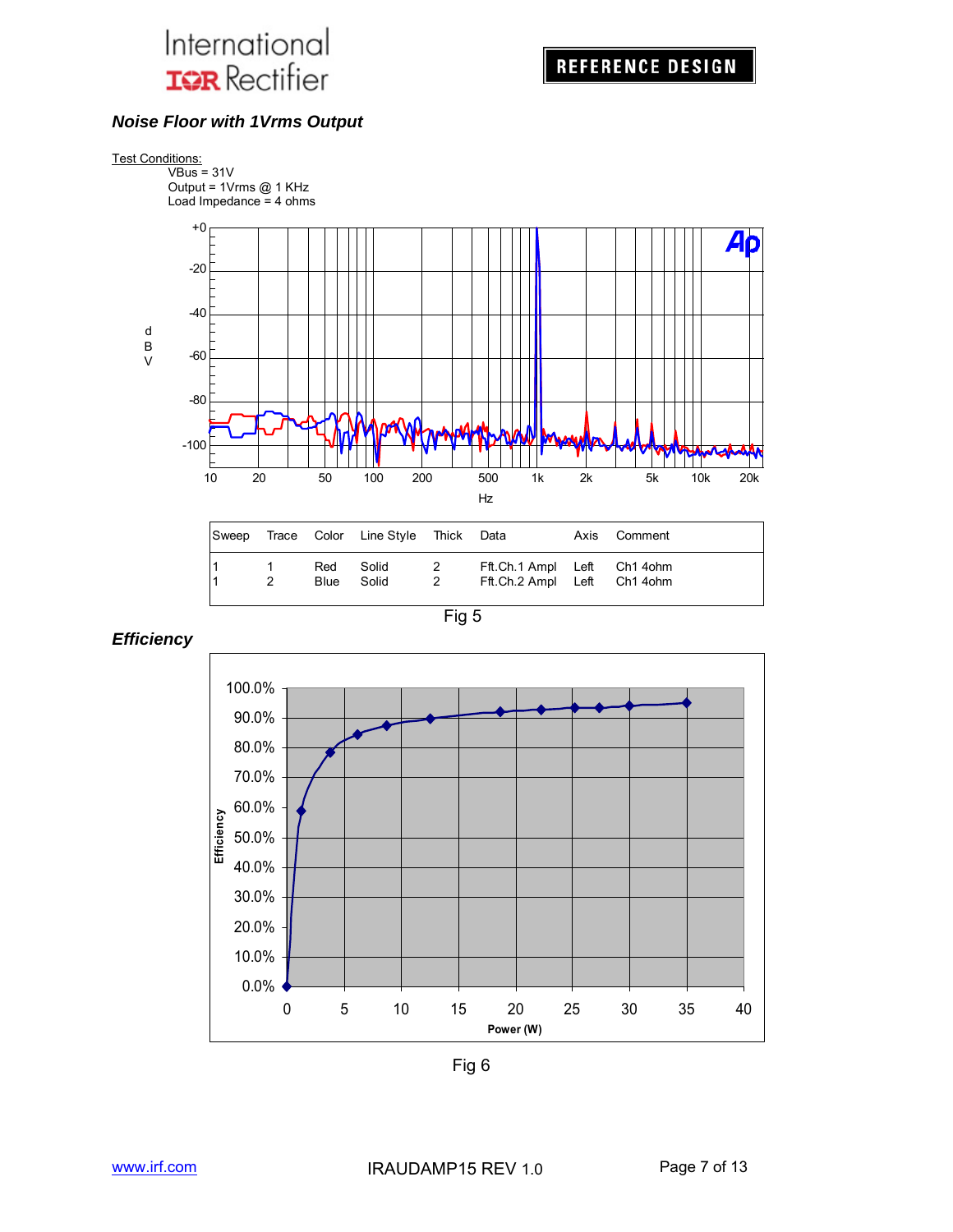### Noise Floor with 1Vrms Output

Test Conditions:
VBus = 31V
Output = 1Vrms @ 1 KHz
Load Impedance = 4 ohms

| Sweep | Trace | Color | Line Style | Thick | Data | Axis | Comment |
|---|---|---|---|---|---|---|---|
| 1 | 1 | Red | Solid | 2 | Fft.Ch.1 Ampl | Left | Ch1 4ohm |
| 1 | 2 | Blue | Solid | 2 | Fft.Ch.2 Ampl | Left | Ch1 4ohm |

Fig 5

### Efficiency

Fig 6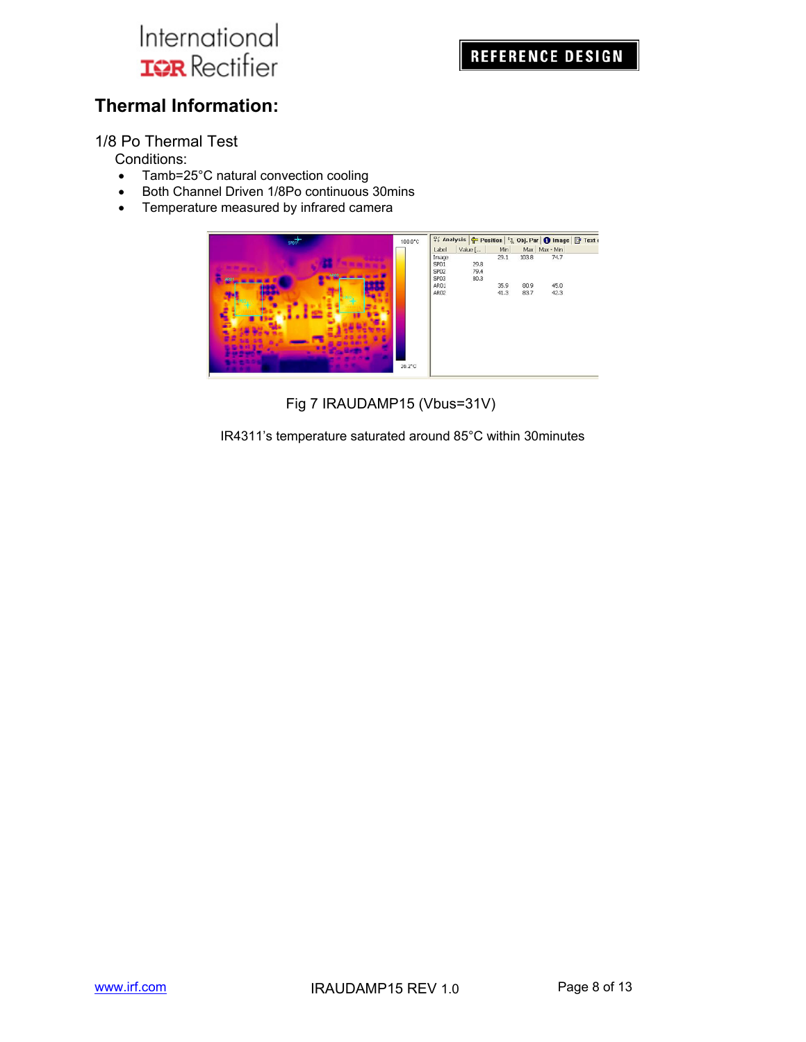## Thermal Information:

### 1/8 Po Thermal Test

Conditions:

- Tamb=25°C natural convection cooling
- Both Channel Driven 1/8Po continuous 30mins
- Temperature measured by infrared camera

Fig 7 IRAUDAMP15 (Vbus=31V)

IR4311's temperature saturated around 85°C within 30minutes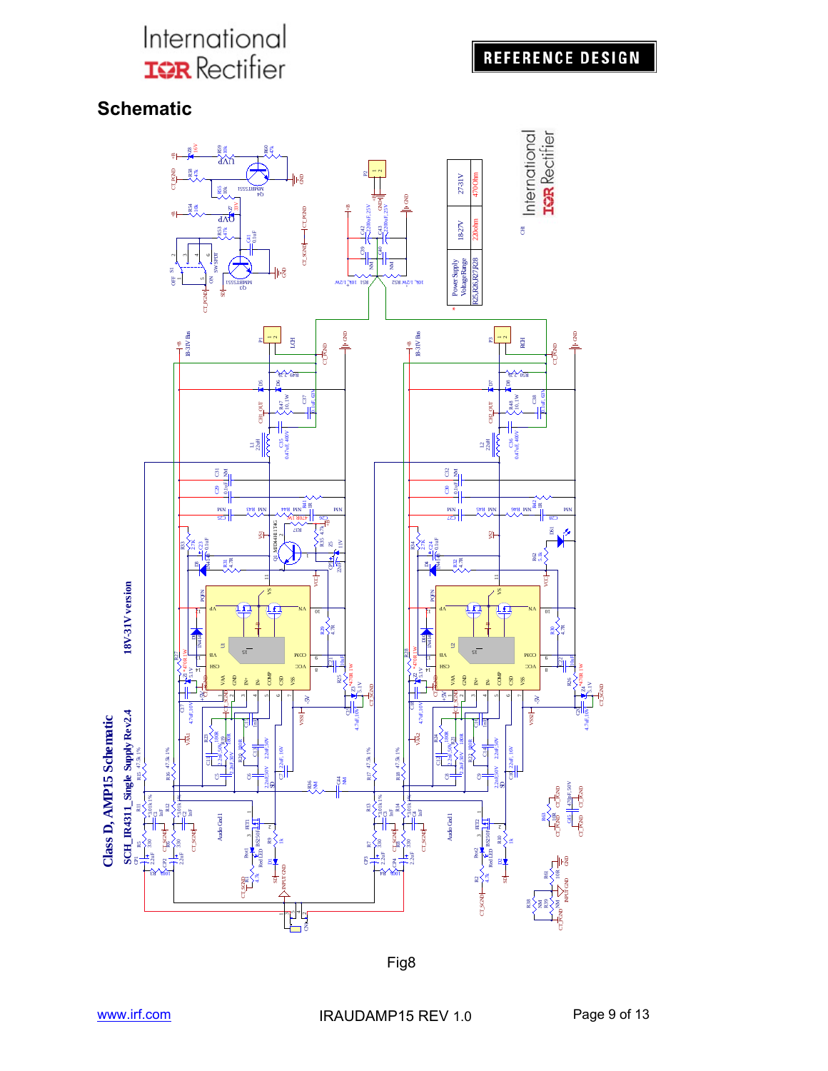## Schematic

Fig8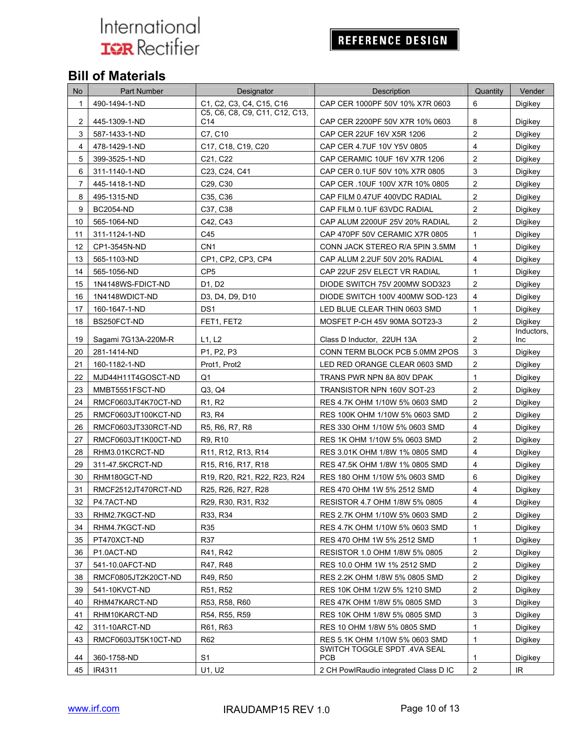## Bill of Materials

| No | Part Number | Designator | Description | Quantity | Vender |
|---|---|---|---|---|---|
| 1 | 490-1494-1-ND | C1, C2, C3, C4, C15, C16 | CAP CER 1000PF 50V 10% X7R 0603 | 6 | Digikey |
| 2 | 445-1309-1-ND | C5, C6, C8, C9, C11, C12, C13, C14 | CAP CER 2200PF 50V X7R 10% 0603 | 8 | Digikey |
| 3 | 587-1433-1-ND | C7, C10 | CAP CER 22UF 16V X5R 1206 | 2 | Digikey |
| 4 | 478-1429-1-ND | C17, C18, C19, C20 | CAP CER 4.7UF 10V Y5V 0805 | 4 | Digikey |
| 5 | 399-3525-1-ND | C21, C22 | CAP CERAMIC 10UF 16V X7R 1206 | 2 | Digikey |
| 6 | 311-1140-1-ND | C23, C24, C41 | CAP CER 0.1UF 50V 10% X7R 0805 | 3 | Digikey |
| 7 | 445-1418-1-ND | C29, C30 | CAP CER .10UF 100V X7R 10% 0805 | 2 | Digikey |
| 8 | 495-1315-ND | C35, C36 | CAP FILM 0.47UF 400VDC RADIAL | 2 | Digikey |
| 9 | BC2054-ND | C37, C38 | CAP FILM 0.1UF 63VDC RADIAL | 2 | Digikey |
| 10 | 565-1064-ND | C42, C43 | CAP ALUM 2200UF 25V 20% RADIAL | 2 | Digikey |
| 11 | 311-1124-1-ND | C45 | CAP 470PF 50V CERAMIC X7R 0805 | 1 | Digikey |
| 12 | CP1-3545N-ND | CN1 | CONN JACK STEREO R/A 5PIN 3.5MM | 1 | Digikey |
| 13 | 565-1103-ND | CP1, CP2, CP3, CP4 | CAP ALUM 2.2UF 50V 20% RADIAL | 4 | Digikey |
| 14 | 565-1056-ND | CP5 | CAP 22UF 25V ELECT VR RADIAL | 1 | Digikey |
| 15 | 1N4148WS-FDICT-ND | D1, D2 | DIODE SWITCH 75V 200MW SOD323 | 2 | Digikey |
| 16 | 1N4148WDICT-ND | D3, D4, D9, D10 | DIODE SWITCH 100V 400MW SOD-123 | 4 | Digikey |
| 17 | 160-1647-1-ND | DS1 | LED BLUE CLEAR THIN 0603 SMD | 1 | Digikey |
| 18 | BS250FCT-ND | FET1, FET2 | MOSFET P-CH 45V 90MA SOT23-3 | 2 | Digikey |
| 19 | Sagami 7G13A-220M-R | L1, L2 | Class D Inductor, 22UH 13A | 2 | Inductors, Inc |
| 20 | 281-1414-ND | P1, P2, P3 | CONN TERM BLOCK PCB 5.0MM 2POS | 3 | Digikey |
| 21 | 160-1182-1-ND | Prot1, Prot2 | LED RED ORANGE CLEAR 0603 SMD | 2 | Digikey |
| 22 | MJD44H11T4GOSCT-ND | Q1 | TRANS PWR NPN 8A 80V DPAK | 1 | Digikey |
| 23 | MMBT5551FSCT-ND | Q3, Q4 | TRANSISTOR NPN 160V SOT-23 | 2 | Digikey |
| 24 | RMCF0603JT4K70CT-ND | R1, R2 | RES 4.7K OHM 1/10W 5% 0603 SMD | 2 | Digikey |
| 25 | RMCF0603JT100KCT-ND | R3, R4 | RES 100K OHM 1/10W 5% 0603 SMD | 2 | Digikey |
| 26 | RMCF0603JT330RCT-ND | R5, R6, R7, R8 | RES 330 OHM 1/10W 5% 0603 SMD | 4 | Digikey |
| 27 | RMCF0603JT1K00CT-ND | R9, R10 | RES 1K OHM 1/10W 5% 0603 SMD | 2 | Digikey |
| 28 | RHM3.01KCRCT-ND | R11, R12, R13, R14 | RES 3.01K OHM 1/8W 1% 0805 SMD | 4 | Digikey |
| 29 | 311-47.5KCRCT-ND | R15, R16, R17, R18 | RES 47.5K OHM 1/8W 1% 0805 SMD | 4 | Digikey |
| 30 | RHM180GCT-ND | R19, R20, R21, R22, R23, R24 | RES 180 OHM 1/10W 5% 0603 SMD | 6 | Digikey |
| 31 | RMCF2512JT470RCT-ND | R25, R26, R27, R28 | RES 470 OHM 1W 5% 2512 SMD | 4 | Digikey |
| 32 | P4.7ACT-ND | R29, R30, R31, R32 | RESISTOR 4.7 OHM 1/8W 5% 0805 | 4 | Digikey |
| 33 | RHM2.7KGCT-ND | R33, R34 | RES 2.7K OHM 1/10W 5% 0603 SMD | 2 | Digikey |
| 34 | RHM4.7KGCT-ND | R35 | RES 4.7K OHM 1/10W 5% 0603 SMD | 1 | Digikey |
| 35 | PT470XCT-ND | R37 | RES 470 OHM 1W 5% 2512 SMD | 1 | Digikey |
| 36 | P1.0ACT-ND | R41, R42 | RESISTOR 1.0 OHM 1/8W 5% 0805 | 2 | Digikey |
| 37 | 541-10.0AFCT-ND | R47, R48 | RES 10.0 OHM 1W 1% 2512 SMD | 2 | Digikey |
| 38 | RMCF0805JT2K20CT-ND | R49, R50 | RES 2.2K OHM 1/8W 5% 0805 SMD | 2 | Digikey |
| 39 | 541-10KVCT-ND | R51, R52 | RES 10K OHM 1/2W 5% 1210 SMD | 2 | Digikey |
| 40 | RHM47KARCT-ND | R53, R58, R60 | RES 47K OHM 1/8W 5% 0805 SMD | 3 | Digikey |
| 41 | RHM10KARCT-ND | R54, R55, R59 | RES 10K OHM 1/8W 5% 0805 SMD | 3 | Digikey |
| 42 | 311-10ARCT-ND | R61, R63 | RES 10 OHM 1/8W 5% 0805 SMD | 1 | Digikey |
| 43 | RMCF0603JT5K10CT-ND | R62 | RES 5.1K OHM 1/10W 5% 0603 SMD | 1 | Digikey |
| 44 | 360-1758-ND | S1 | SWITCH TOGGLE SPDT .4VA SEAL PCB | 1 | Digikey |
| 45 | IR4311 | U1, U2 | 2 CH PowIRaudio integrated Class D IC | 2 | IR |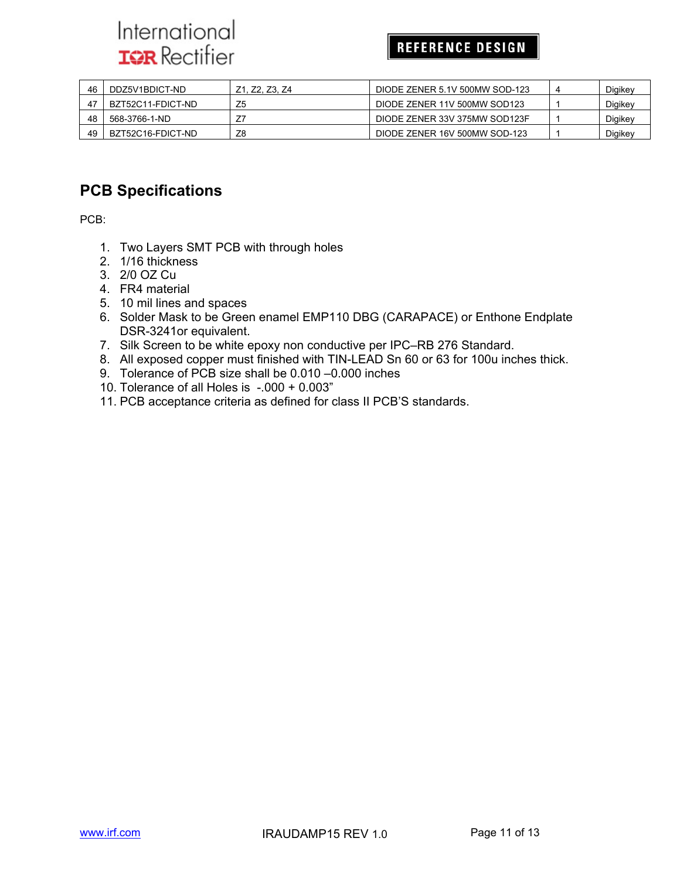| 46 | DDZ5V1BDICT-ND | Z1, Z2, Z3, Z4 | DIODE ZENER 5.1V 500MW SOD-123 | 4 | Digikey |
|---|---|---|---|---|---|
| 47 | BZT52C11-FDICT-ND | Z5 | DIODE ZENER 11V 500MW SOD123 | 1 | Digikey |
| 48 | 568-3766-1-ND | Z7 | DIODE ZENER 33V 375MW SOD123F | 1 | Digikey |
| 49 | BZT52C16-FDICT-ND | Z8 | DIODE ZENER 16V 500MW SOD-123 | 1 | Digikey |

## PCB Specifications

PCB:

1. Two Layers SMT PCB with through holes
2. 1/16 thickness
3. 2/0 OZ Cu
4. FR4 material
5. 10 mil lines and spaces
6. Solder Mask to be Green enamel EMP110 DBG (CARAPACE) or Enthone Endplate DSR-3241or equivalent.
7. Silk Screen to be white epoxy non conductive per IPC–RB 276 Standard.
8. All exposed copper must finished with TIN-LEAD Sn 60 or 63 for 100u inches thick.
9. Tolerance of PCB size shall be 0.010 –0.000 inches
10. Tolerance of all Holes is -.000 + 0.003”
11. PCB acceptance criteria as defined for class II PCB'S standards.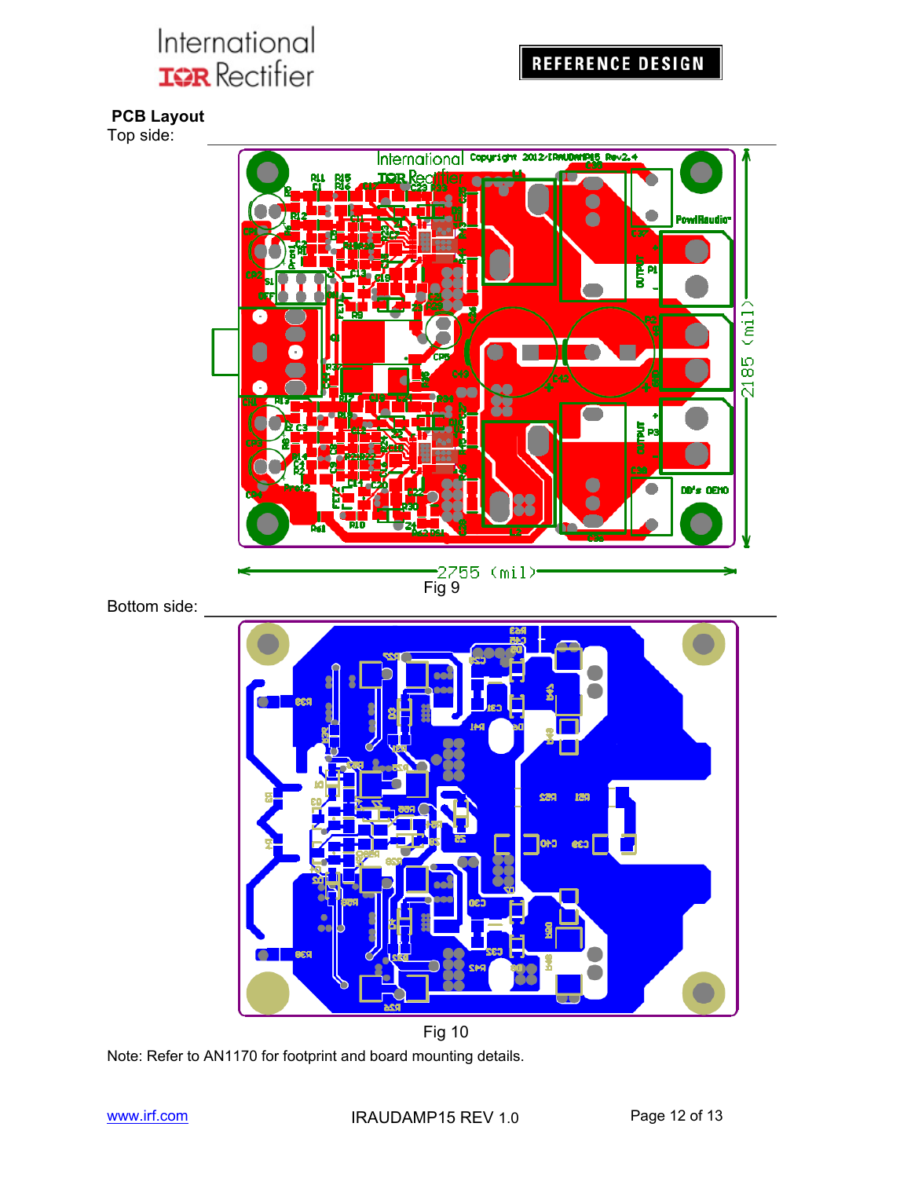## PCB Layout

Top side:

Fig 9

Bottom side:

Fig 10

Note: Refer to AN1170 for footprint and board mounting details.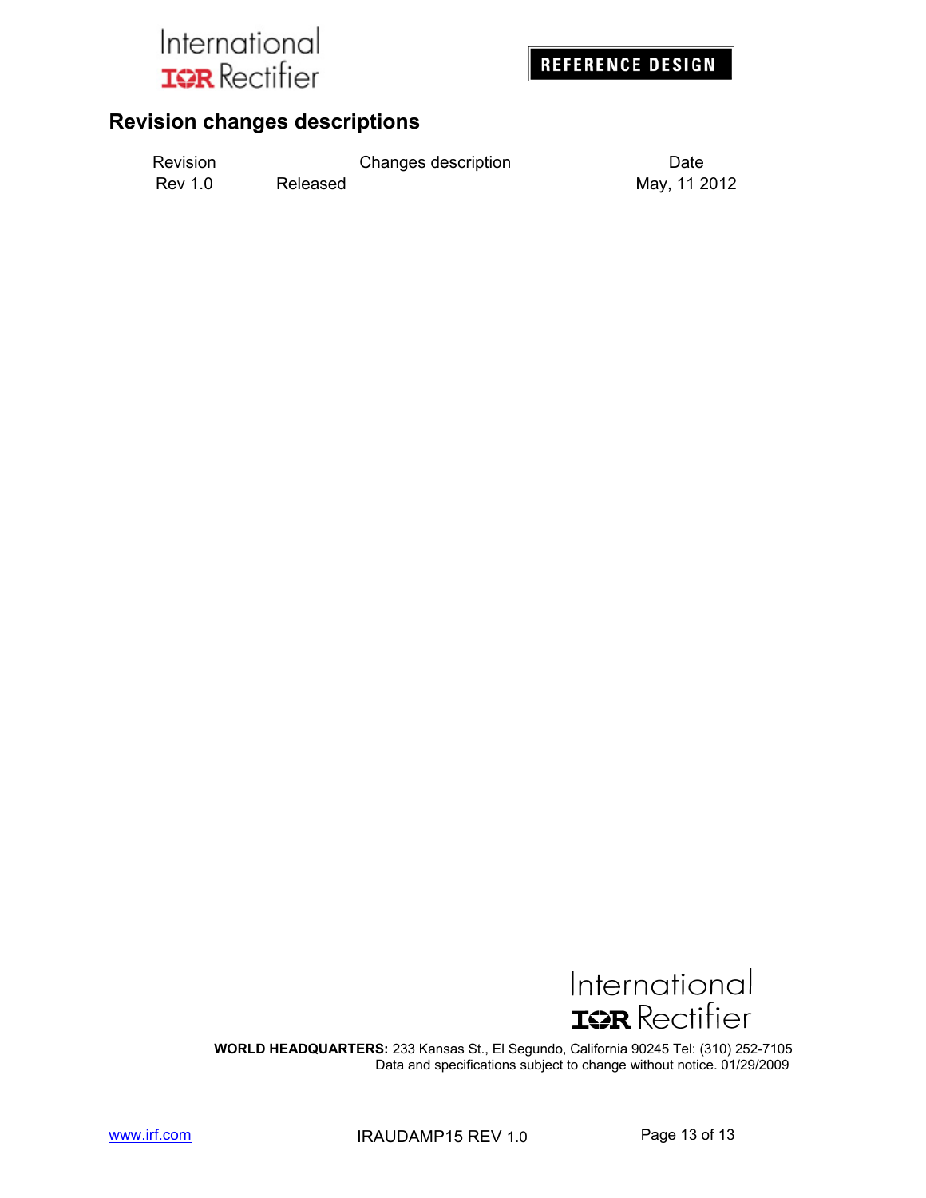## Revision changes descriptions

| Revision | Changes description | Date |
|---|---|---|
| Rev 1.0 | Released | May, 11 2012 |

**WORLD HEADQUARTERS:** 233 Kansas St., El Segundo, California 90245 Tel: (310) 252-7105
Data and specifications subject to change without notice. 01/29/2009